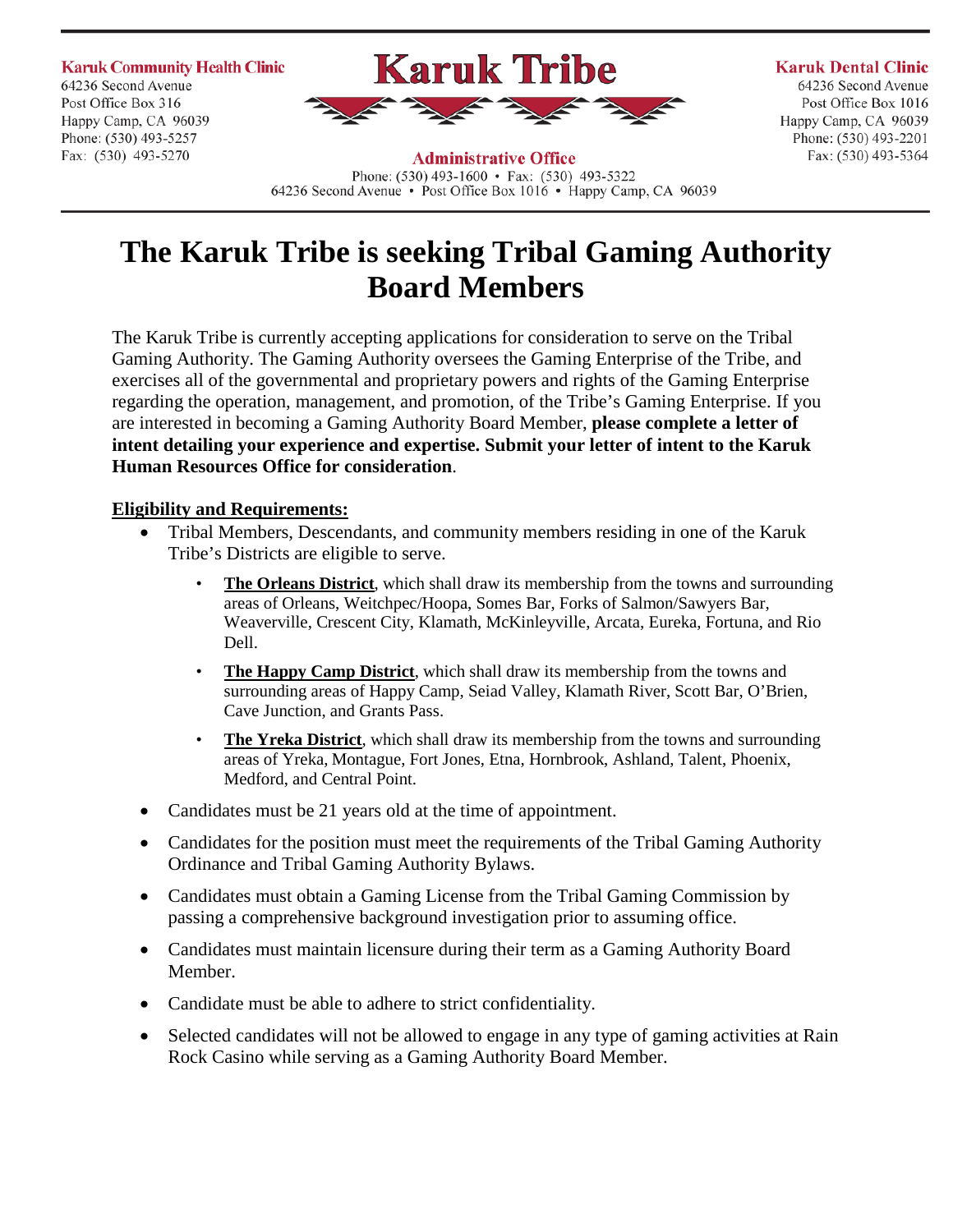**Karuk Community Health Clinic**
64236 Second Avenue
Post Office Box 316
Happy Camp, CA 96039
Phone: (530) 493-5257
Fax: (530) 493-5270

**Karuk Tribe**

**Administrative Office**
Phone: (530) 493-1600 • Fax: (530) 493-5322
64236 Second Avenue • Post Office Box 1016 • Happy Camp, CA 96039

**Karuk Dental Clinic**
64236 Second Avenue
Post Office Box 1016
Happy Camp, CA 96039
Phone: (530) 493-2201
Fax: (530) 493-5364

# The Karuk Tribe is seeking Tribal Gaming Authority Board Members

The Karuk Tribe is currently accepting applications for consideration to serve on the Tribal Gaming Authority. The Gaming Authority oversees the Gaming Enterprise of the Tribe, and exercises all of the governmental and proprietary powers and rights of the Gaming Enterprise regarding the operation, management, and promotion, of the Tribe's Gaming Enterprise. If you are interested in becoming a Gaming Authority Board Member, **please complete a letter of intent detailing your experience and expertise. Submit your letter of intent to the Karuk Human Resources Office for consideration**.

**Eligibility and Requirements:**

- Tribal Members, Descendants, and community members residing in one of the Karuk Tribe's Districts are eligible to serve.
  - **The Orleans District**, which shall draw its membership from the towns and surrounding areas of Orleans, Weitchpec/Hoopa, Somes Bar, Forks of Salmon/Sawyers Bar, Weaverville, Crescent City, Klamath, McKinleyville, Arcata, Eureka, Fortuna, and Rio Dell.
  - **The Happy Camp District**, which shall draw its membership from the towns and surrounding areas of Happy Camp, Seiad Valley, Klamath River, Scott Bar, O'Brien, Cave Junction, and Grants Pass.
  - **The Yreka District**, which shall draw its membership from the towns and surrounding areas of Yreka, Montague, Fort Jones, Etna, Hornbrook, Ashland, Talent, Phoenix, Medford, and Central Point.
- Candidates must be 21 years old at the time of appointment.
- Candidates for the position must meet the requirements of the Tribal Gaming Authority Ordinance and Tribal Gaming Authority Bylaws.
- Candidates must obtain a Gaming License from the Tribal Gaming Commission by passing a comprehensive background investigation prior to assuming office.
- Candidates must maintain licensure during their term as a Gaming Authority Board Member.
- Candidate must be able to adhere to strict confidentiality.
- Selected candidates will not be allowed to engage in any type of gaming activities at Rain Rock Casino while serving as a Gaming Authority Board Member.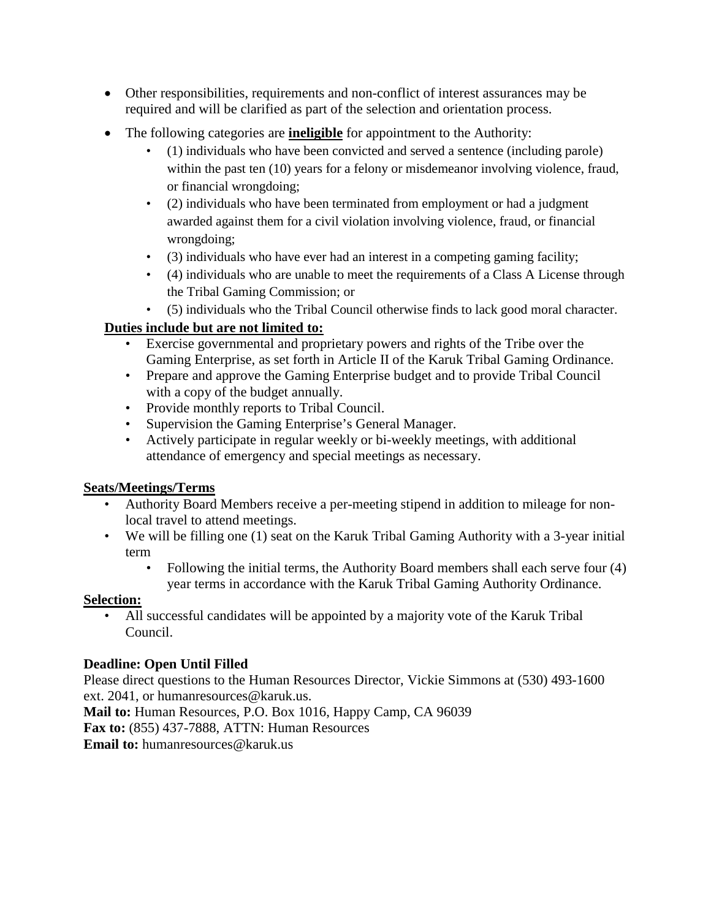- Other responsibilities, requirements and non-conflict of interest assurances may be required and will be clarified as part of the selection and orientation process.
- The following categories are **ineligible** for appointment to the Authority:
  - (1) individuals who have been convicted and served a sentence (including parole) within the past ten (10) years for a felony or misdemeanor involving violence, fraud, or financial wrongdoing;
  - (2) individuals who have been terminated from employment or had a judgment awarded against them for a civil violation involving violence, fraud, or financial wrongdoing;
  - (3) individuals who have ever had an interest in a competing gaming facility;
  - (4) individuals who are unable to meet the requirements of a Class A License through the Tribal Gaming Commission; or
  - (5) individuals who the Tribal Council otherwise finds to lack good moral character.

**Duties include but are not limited to:**

- Exercise governmental and proprietary powers and rights of the Tribe over the Gaming Enterprise, as set forth in Article II of the Karuk Tribal Gaming Ordinance.
- Prepare and approve the Gaming Enterprise budget and to provide Tribal Council with a copy of the budget annually.
- Provide monthly reports to Tribal Council.
- Supervision the Gaming Enterprise's General Manager.
- Actively participate in regular weekly or bi-weekly meetings, with additional attendance of emergency and special meetings as necessary.

**Seats/Meetings/Terms**

- Authority Board Members receive a per-meeting stipend in addition to mileage for non-local travel to attend meetings.
- We will be filling one (1) seat on the Karuk Tribal Gaming Authority with a 3-year initial term
  - Following the initial terms, the Authority Board members shall each serve four (4) year terms in accordance with the Karuk Tribal Gaming Authority Ordinance.

**Selection:**

- All successful candidates will be appointed by a majority vote of the Karuk Tribal Council.

**Deadline: Open Until Filled**

Please direct questions to the Human Resources Director, Vickie Simmons at (530) 493-1600 ext. 2041, or humanresources@karuk.us.

**Mail to:** Human Resources, P.O. Box 1016, Happy Camp, CA 96039

**Fax to:** (855) 437-7888, ATTN: Human Resources

**Email to:** humanresources@karuk.us